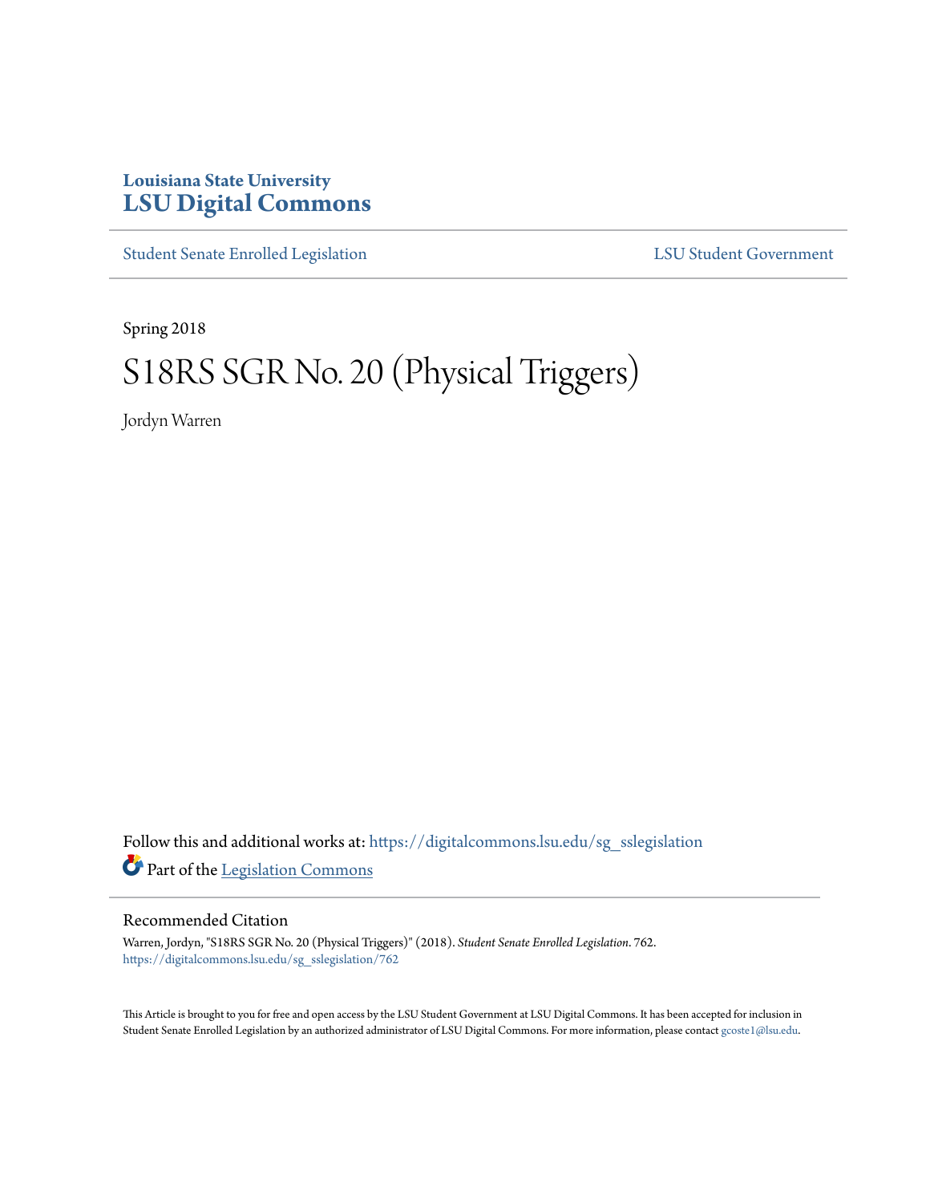Louisiana State University
**LSU Digital Commons**

Student Senate Enrolled Legislation | LSU Student Government

Spring 2018

# S18RS SGR No. 20 (Physical Triggers)

Jordyn Warren

Follow this and additional works at: https://digitalcommons.lsu.edu/sg_sslegislation

Part of the Legislation Commons

## Recommended Citation

Warren, Jordyn, "S18RS SGR No. 20 (Physical Triggers)" (2018). *Student Senate Enrolled Legislation*. 762.
https://digitalcommons.lsu.edu/sg_sslegislation/762

This Article is brought to you for free and open access by the LSU Student Government at LSU Digital Commons. It has been accepted for inclusion in Student Senate Enrolled Legislation by an authorized administrator of LSU Digital Commons. For more information, please contact gcoste1@lsu.edu.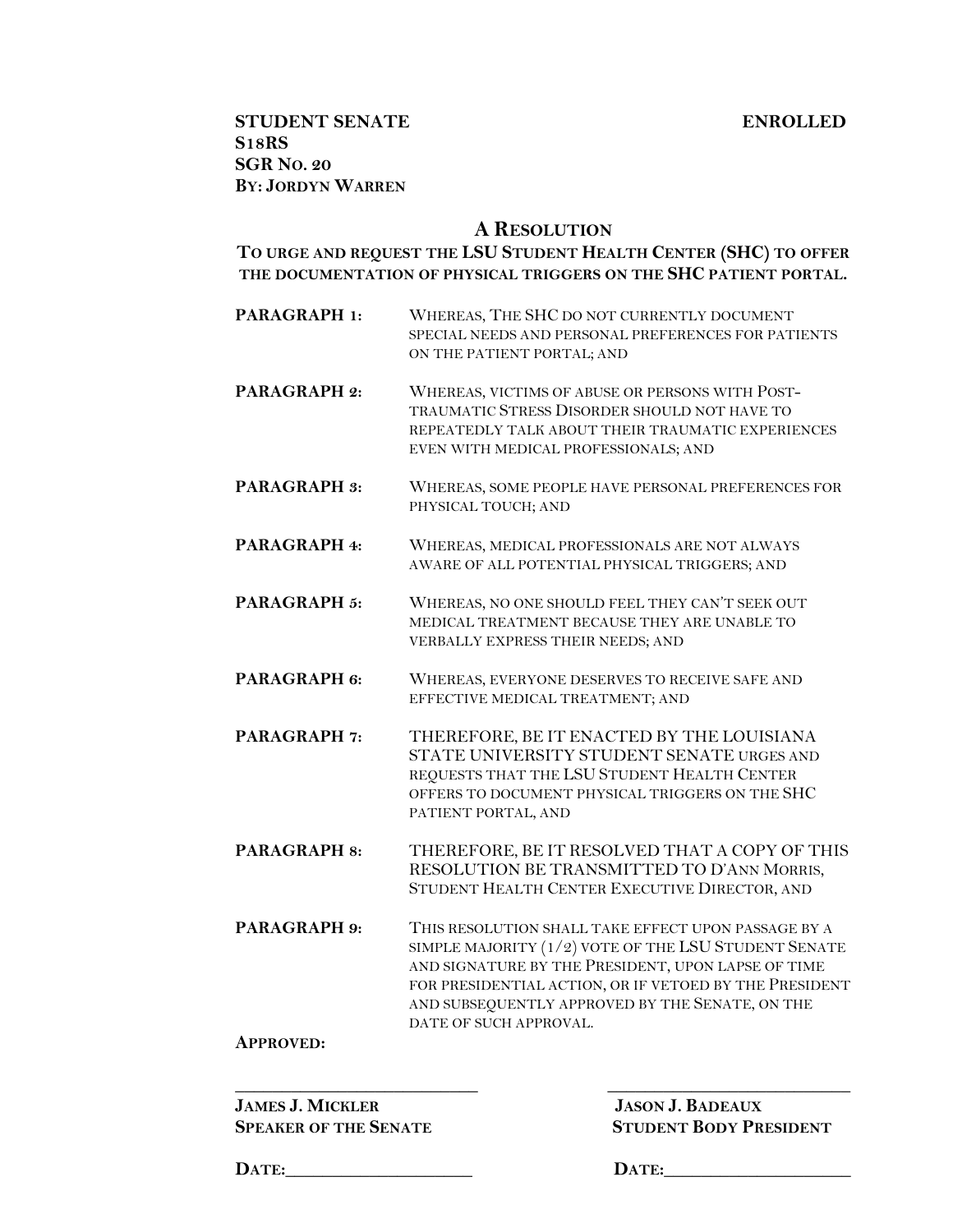**STUDENT SENATE** **ENROLLED**
**S18RS**
**SGR NO. 20**
**BY: JORDYN WARREN**

## A RESOLUTION

**TO URGE AND REQUEST THE LSU STUDENT HEALTH CENTER (SHC) TO OFFER THE DOCUMENTATION OF PHYSICAL TRIGGERS ON THE SHC PATIENT PORTAL.**

**PARAGRAPH 1:** WHEREAS, THE SHC DO NOT CURRENTLY DOCUMENT SPECIAL NEEDS AND PERSONAL PREFERENCES FOR PATIENTS ON THE PATIENT PORTAL; AND

**PARAGRAPH 2:** WHEREAS, VICTIMS OF ABUSE OR PERSONS WITH POST-TRAUMATIC STRESS DISORDER SHOULD NOT HAVE TO REPEATEDLY TALK ABOUT THEIR TRAUMATIC EXPERIENCES EVEN WITH MEDICAL PROFESSIONALS; AND

**PARAGRAPH 3:** WHEREAS, SOME PEOPLE HAVE PERSONAL PREFERENCES FOR PHYSICAL TOUCH; AND

**PARAGRAPH 4:** WHEREAS, MEDICAL PROFESSIONALS ARE NOT ALWAYS AWARE OF ALL POTENTIAL PHYSICAL TRIGGERS; AND

**PARAGRAPH 5:** WHEREAS, NO ONE SHOULD FEEL THEY CAN'T SEEK OUT MEDICAL TREATMENT BECAUSE THEY ARE UNABLE TO VERBALLY EXPRESS THEIR NEEDS; AND

**PARAGRAPH 6:** WHEREAS, EVERYONE DESERVES TO RECEIVE SAFE AND EFFECTIVE MEDICAL TREATMENT; AND

**PARAGRAPH 7:** THEREFORE, BE IT ENACTED BY THE LOUISIANA STATE UNIVERSITY STUDENT SENATE URGES AND REQUESTS THAT THE LSU STUDENT HEALTH CENTER OFFERS TO DOCUMENT PHYSICAL TRIGGERS ON THE SHC PATIENT PORTAL, AND

**PARAGRAPH 8:** THEREFORE, BE IT RESOLVED THAT A COPY OF THIS RESOLUTION BE TRANSMITTED TO D'ANN MORRIS, STUDENT HEALTH CENTER EXECUTIVE DIRECTOR, AND

**PARAGRAPH 9:** THIS RESOLUTION SHALL TAKE EFFECT UPON PASSAGE BY A SIMPLE MAJORITY (1/2) VOTE OF THE LSU STUDENT SENATE AND SIGNATURE BY THE PRESIDENT, UPON LAPSE OF TIME FOR PRESIDENTIAL ACTION, OR IF VETOED BY THE PRESIDENT AND SUBSEQUENTLY APPROVED BY THE SENATE, ON THE DATE OF SUCH APPROVAL.

**APPROVED:**

\_\_\_\_\_\_\_\_\_\_\_\_\_\_\_\_\_\_\_\_\_\_\_\_\_\_\_\_
**JAMES J. MICKLER**
**SPEAKER OF THE SENATE**

**DATE:**\_\_\_\_\_\_\_\_\_\_\_\_\_\_\_\_\_\_\_\_\_\_

\_\_\_\_\_\_\_\_\_\_\_\_\_\_\_\_\_\_\_\_\_\_\_\_\_\_\_\_
**JASON J. BADEAUX**
**STUDENT BODY PRESIDENT**

**DATE:**\_\_\_\_\_\_\_\_\_\_\_\_\_\_\_\_\_\_\_\_\_\_